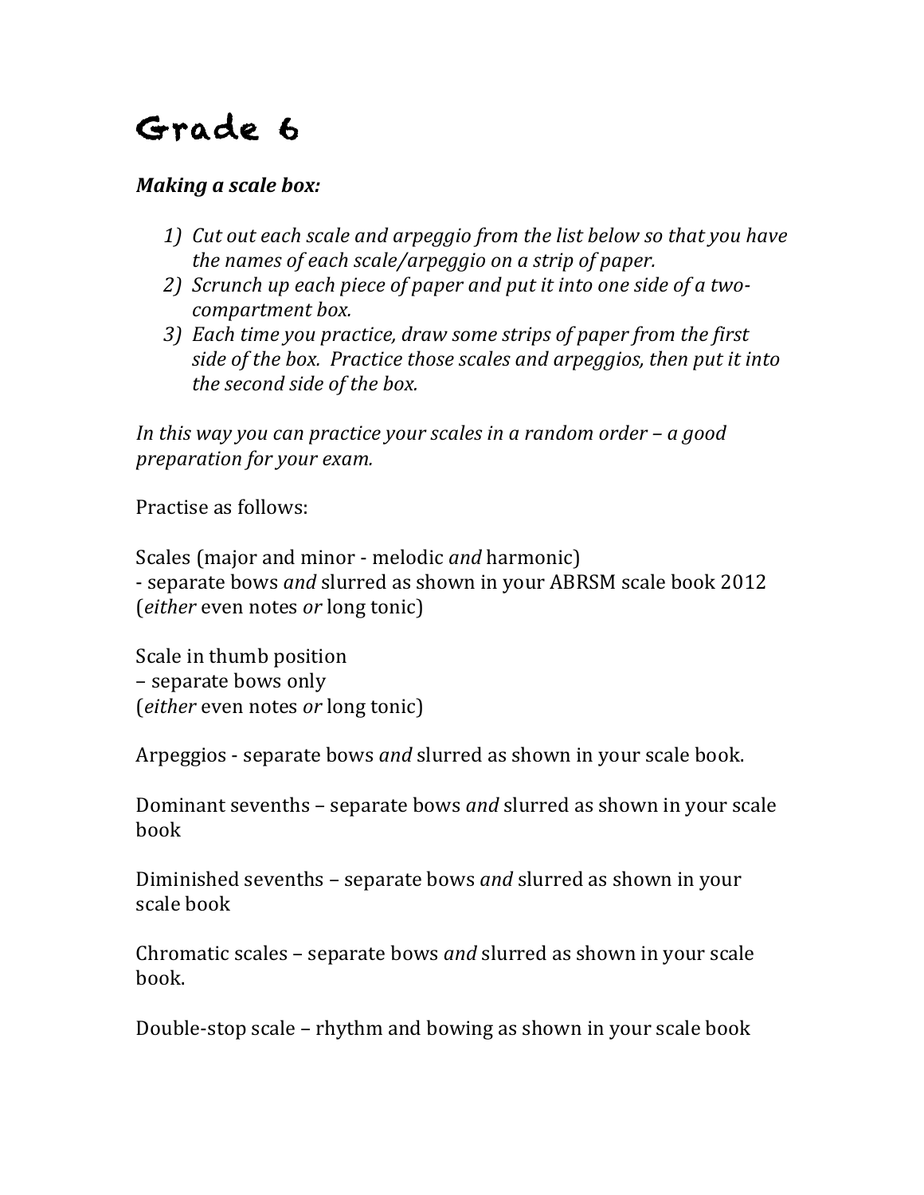# Grade 6

***Making a scale box:***

1) *Cut out each scale and arpeggio from the list below so that you have the names of each scale/arpeggio on a strip of paper.*
2) *Scrunch up each piece of paper and put it into one side of a two-compartment box.*
3) *Each time you practice, draw some strips of paper from the first side of the box. Practice those scales and arpeggios, then put it into the second side of the box.*

*In this way you can practice your scales in a random order – a good preparation for your exam.*

Practise as follows:

Scales (major and minor - melodic *and* harmonic)
- separate bows *and* slurred as shown in your ABRSM scale book 2012
(*either* even notes *or* long tonic)

Scale in thumb position
– separate bows only
(*either* even notes *or* long tonic)

Arpeggios - separate bows *and* slurred as shown in your scale book.

Dominant sevenths – separate bows *and* slurred as shown in your scale book

Diminished sevenths – separate bows *and* slurred as shown in your scale book

Chromatic scales – separate bows *and* slurred as shown in your scale book.

Double-stop scale – rhythm and bowing as shown in your scale book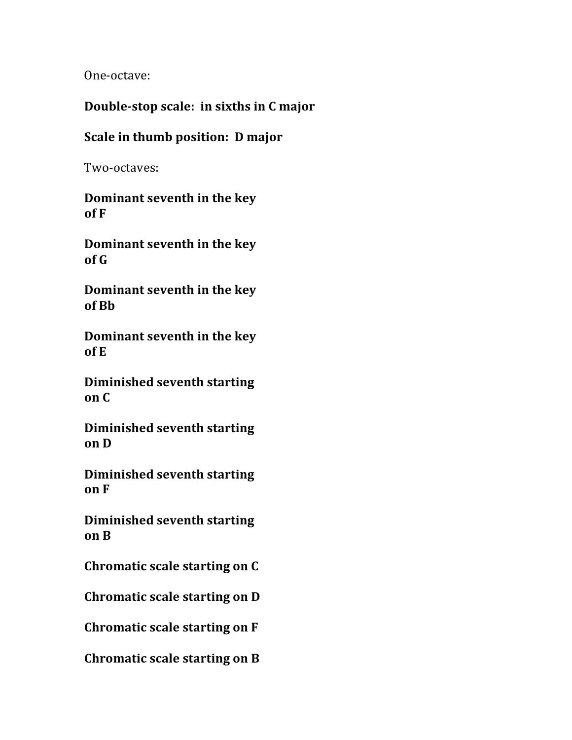One-octave:

**Double-stop scale: in sixths in C major**

**Scale in thumb position: D major**

Two-octaves:

**Dominant seventh in the key of F**

**Dominant seventh in the key of G**

**Dominant seventh in the key of Bb**

**Dominant seventh in the key of E**

**Diminished seventh starting on C**

**Diminished seventh starting on D**

**Diminished seventh starting on F**

**Diminished seventh starting on B**

**Chromatic scale starting on C**

**Chromatic scale starting on D**

**Chromatic scale starting on F**

**Chromatic scale starting on B**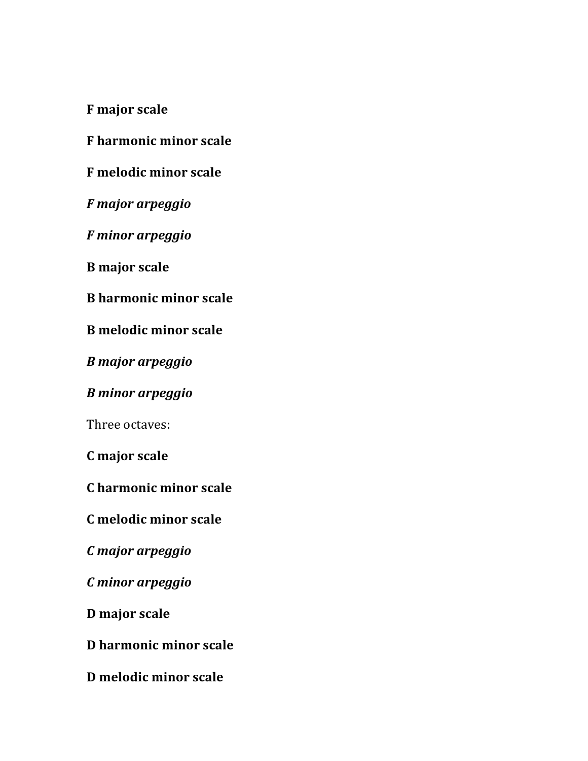**F major scale**

**F harmonic minor scale**

**F melodic minor scale**

***F major arpeggio***

***F minor arpeggio***

**B major scale**

**B harmonic minor scale**

**B melodic minor scale**

***B major arpeggio***

***B minor arpeggio***

Three octaves:

**C major scale**

**C harmonic minor scale**

**C melodic minor scale**

***C major arpeggio***

***C minor arpeggio***

**D major scale**

**D harmonic minor scale**

**D melodic minor scale**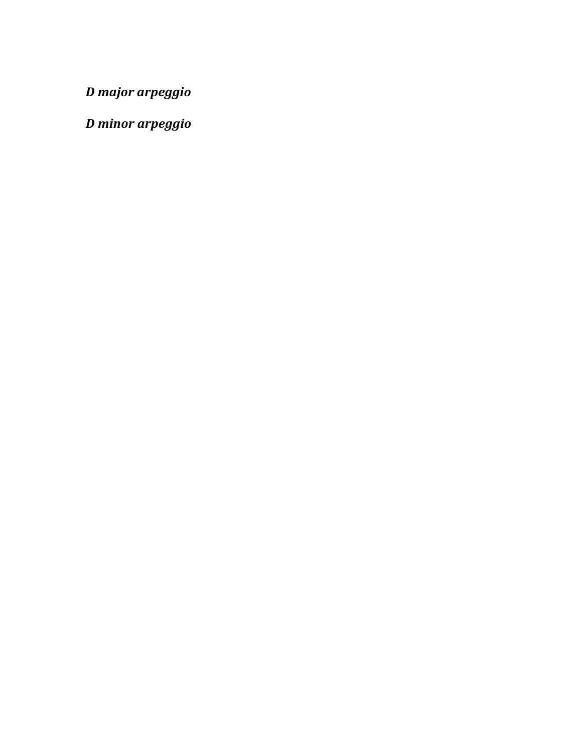***D major arpeggio***

***D minor arpeggio***